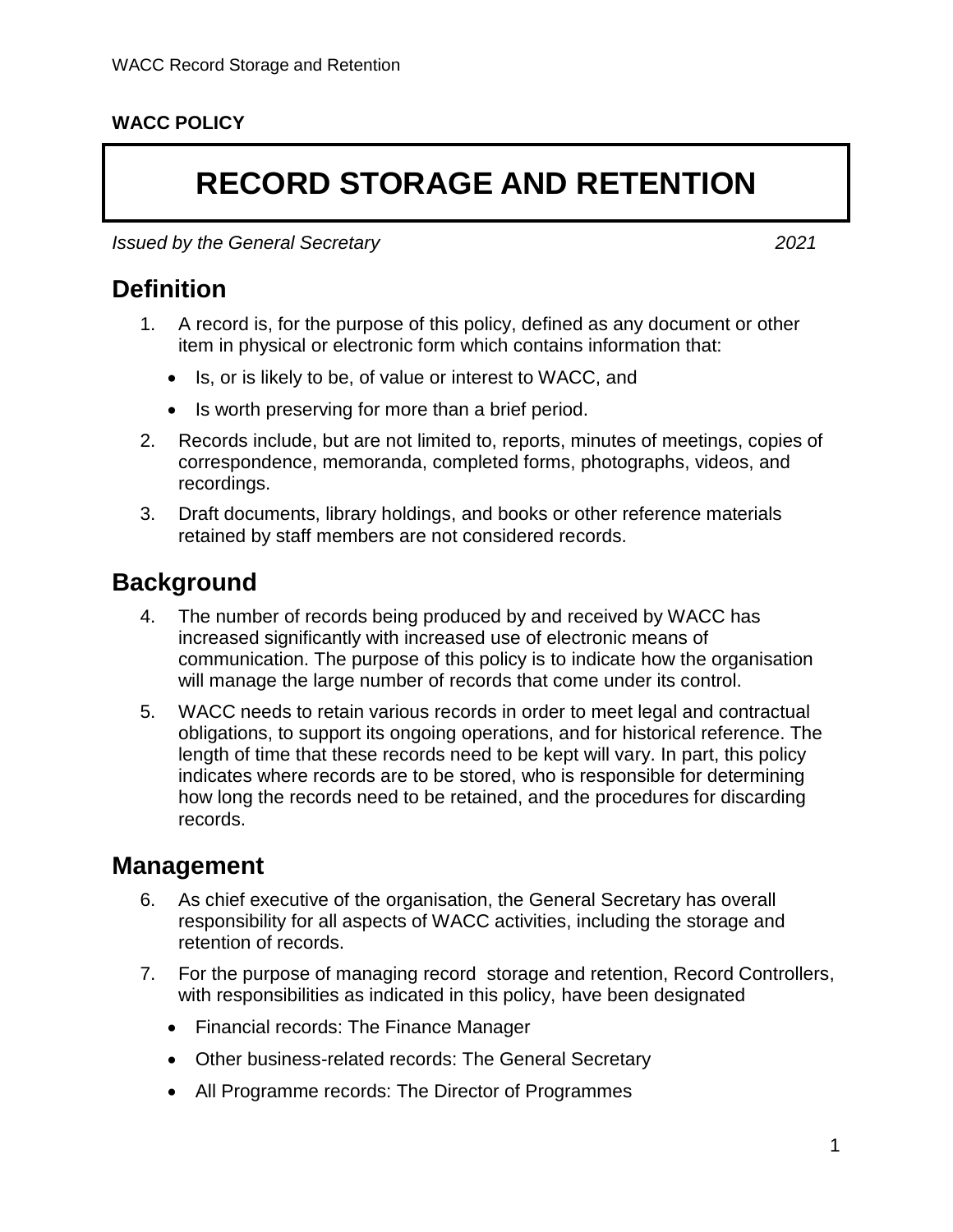**WACC POLICY**

# RECORD STORAGE AND RETENTION

*Issued by the General Secretary* *2021*

## Definition

1. A record is, for the purpose of this policy, defined as any document or other item in physical or electronic form which contains information that:
   - Is, or is likely to be, of value or interest to WACC, and
   - Is worth preserving for more than a brief period.
2. Records include, but are not limited to, reports, minutes of meetings, copies of correspondence, memoranda, completed forms, photographs, videos, and recordings.
3. Draft documents, library holdings, and books or other reference materials retained by staff members are not considered records.

## Background

4. The number of records being produced by and received by WACC has increased significantly with increased use of electronic means of communication. The purpose of this policy is to indicate how the organisation will manage the large number of records that come under its control.
5. WACC needs to retain various records in order to meet legal and contractual obligations, to support its ongoing operations, and for historical reference. The length of time that these records need to be kept will vary. In part, this policy indicates where records are to be stored, who is responsible for determining how long the records need to be retained, and the procedures for discarding records.

## Management

6. As chief executive of the organisation, the General Secretary has overall responsibility for all aspects of WACC activities, including the storage and retention of records.
7. For the purpose of managing record storage and retention, Record Controllers, with responsibilities as indicated in this policy, have been designated
   - Financial records: The Finance Manager
   - Other business-related records: The General Secretary
   - All Programme records: The Director of Programmes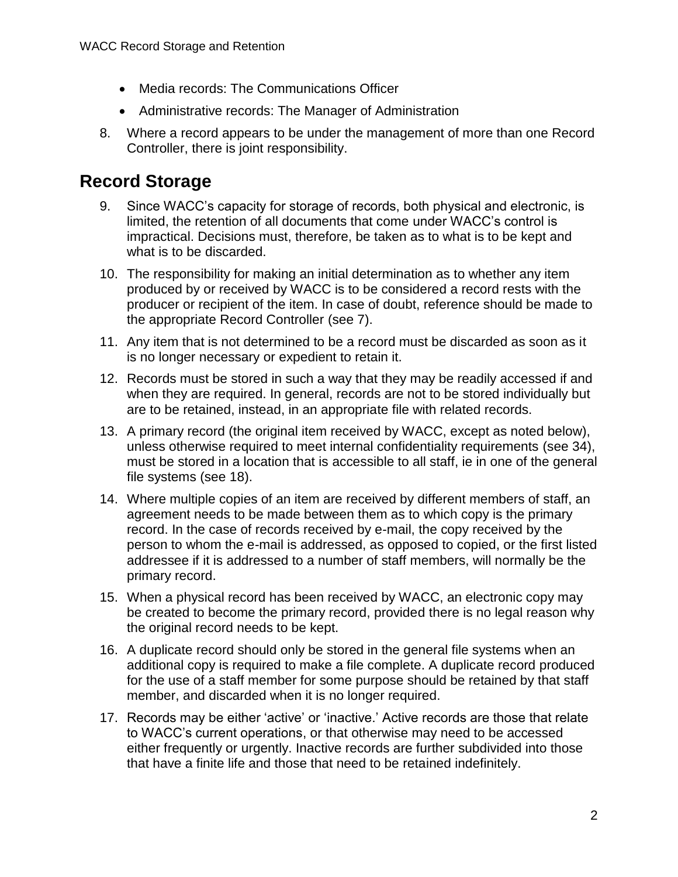- Media records: The Communications Officer
- Administrative records: The Manager of Administration

8. Where a record appears to be under the management of more than one Record Controller, there is joint responsibility.

## Record Storage

9. Since WACC's capacity for storage of records, both physical and electronic, is limited, the retention of all documents that come under WACC's control is impractical. Decisions must, therefore, be taken as to what is to be kept and what is to be discarded.
10. The responsibility for making an initial determination as to whether any item produced by or received by WACC is to be considered a record rests with the producer or recipient of the item. In case of doubt, reference should be made to the appropriate Record Controller (see 7).
11. Any item that is not determined to be a record must be discarded as soon as it is no longer necessary or expedient to retain it.
12. Records must be stored in such a way that they may be readily accessed if and when they are required. In general, records are not to be stored individually but are to be retained, instead, in an appropriate file with related records.
13. A primary record (the original item received by WACC, except as noted below), unless otherwise required to meet internal confidentiality requirements (see 34), must be stored in a location that is accessible to all staff, ie in one of the general file systems (see 18).
14. Where multiple copies of an item are received by different members of staff, an agreement needs to be made between them as to which copy is the primary record. In the case of records received by e-mail, the copy received by the person to whom the e-mail is addressed, as opposed to copied, or the first listed addressee if it is addressed to a number of staff members, will normally be the primary record.
15. When a physical record has been received by WACC, an electronic copy may be created to become the primary record, provided there is no legal reason why the original record needs to be kept.
16. A duplicate record should only be stored in the general file systems when an additional copy is required to make a file complete. A duplicate record produced for the use of a staff member for some purpose should be retained by that staff member, and discarded when it is no longer required.
17. Records may be either 'active' or 'inactive.' Active records are those that relate to WACC's current operations, or that otherwise may need to be accessed either frequently or urgently. Inactive records are further subdivided into those that have a finite life and those that need to be retained indefinitely.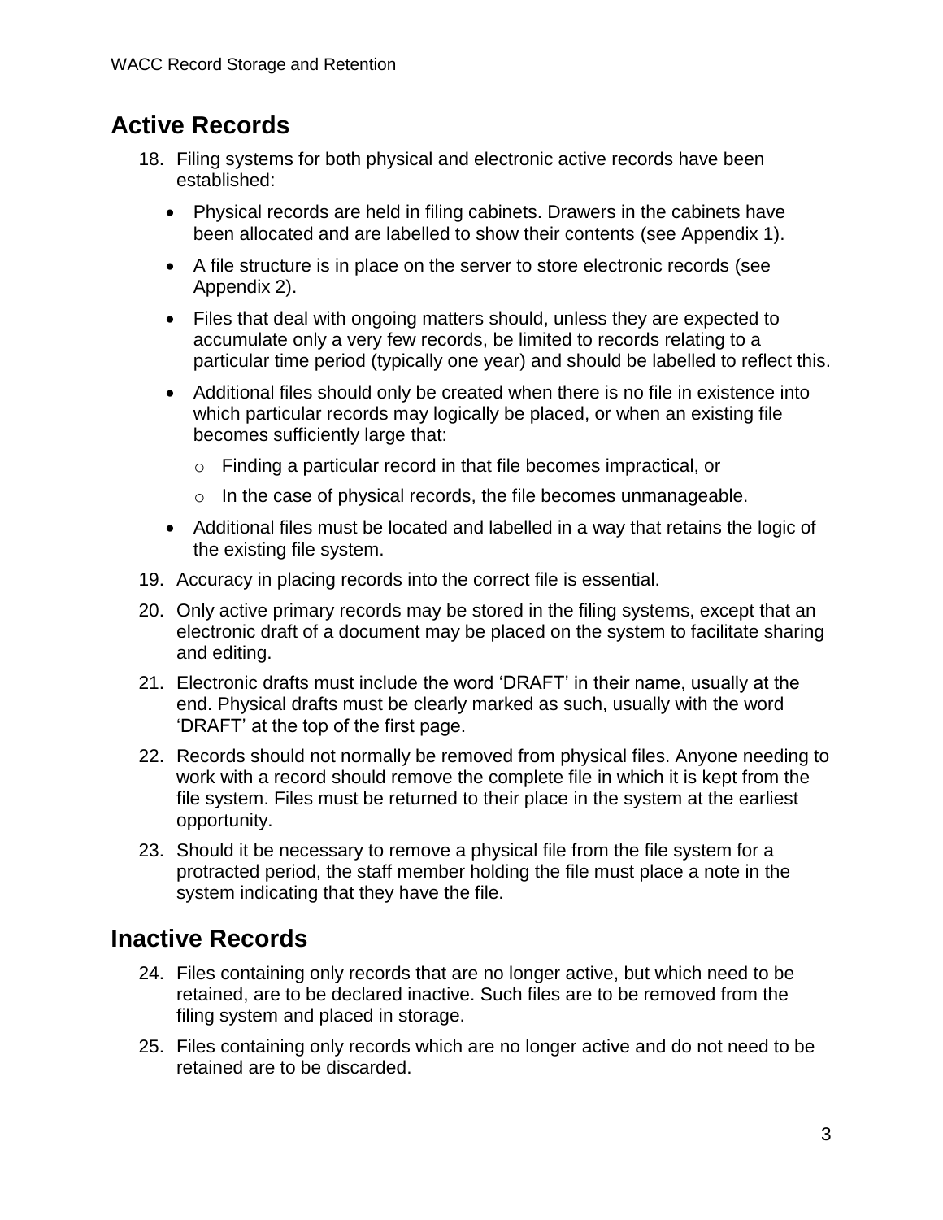## Active Records

18. Filing systems for both physical and electronic active records have been established:
    - Physical records are held in filing cabinets. Drawers in the cabinets have been allocated and are labelled to show their contents (see Appendix 1).
    - A file structure is in place on the server to store electronic records (see Appendix 2).
    - Files that deal with ongoing matters should, unless they are expected to accumulate only a very few records, be limited to records relating to a particular time period (typically one year) and should be labelled to reflect this.
    - Additional files should only be created when there is no file in existence into which particular records may logically be placed, or when an existing file becomes sufficiently large that:
        - Finding a particular record in that file becomes impractical, or
        - In the case of physical records, the file becomes unmanageable.
    - Additional files must be located and labelled in a way that retains the logic of the existing file system.
19. Accuracy in placing records into the correct file is essential.
20. Only active primary records may be stored in the filing systems, except that an electronic draft of a document may be placed on the system to facilitate sharing and editing.
21. Electronic drafts must include the word 'DRAFT' in their name, usually at the end. Physical drafts must be clearly marked as such, usually with the word 'DRAFT' at the top of the first page.
22. Records should not normally be removed from physical files. Anyone needing to work with a record should remove the complete file in which it is kept from the file system. Files must be returned to their place in the system at the earliest opportunity.
23. Should it be necessary to remove a physical file from the file system for a protracted period, the staff member holding the file must place a note in the system indicating that they have the file.

## Inactive Records

24. Files containing only records that are no longer active, but which need to be retained, are to be declared inactive. Such files are to be removed from the filing system and placed in storage.
25. Files containing only records which are no longer active and do not need to be retained are to be discarded.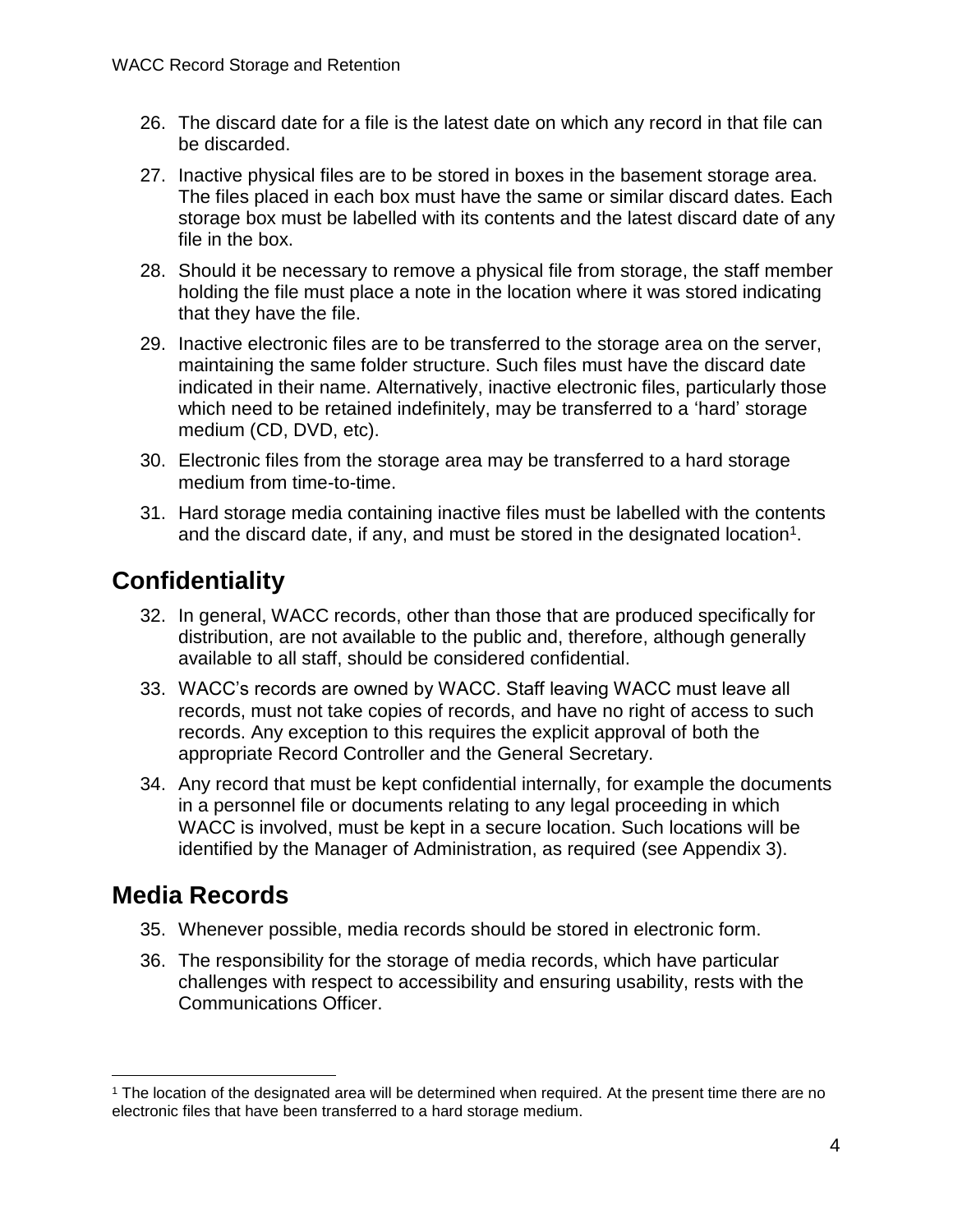26. The discard date for a file is the latest date on which any record in that file can be discarded.

27. Inactive physical files are to be stored in boxes in the basement storage area. The files placed in each box must have the same or similar discard dates. Each storage box must be labelled with its contents and the latest discard date of any file in the box.

28. Should it be necessary to remove a physical file from storage, the staff member holding the file must place a note in the location where it was stored indicating that they have the file.

29. Inactive electronic files are to be transferred to the storage area on the server, maintaining the same folder structure. Such files must have the discard date indicated in their name. Alternatively, inactive electronic files, particularly those which need to be retained indefinitely, may be transferred to a 'hard' storage medium (CD, DVD, etc).

30. Electronic files from the storage area may be transferred to a hard storage medium from time-to-time.

31. Hard storage media containing inactive files must be labelled with the contents and the discard date, if any, and must be stored in the designated location[1].

## Confidentiality

32. In general, WACC records, other than those that are produced specifically for distribution, are not available to the public and, therefore, although generally available to all staff, should be considered confidential.

33. WACC's records are owned by WACC. Staff leaving WACC must leave all records, must not take copies of records, and have no right of access to such records. Any exception to this requires the explicit approval of both the appropriate Record Controller and the General Secretary.

34. Any record that must be kept confidential internally, for example the documents in a personnel file or documents relating to any legal proceeding in which WACC is involved, must be kept in a secure location. Such locations will be identified by the Manager of Administration, as required (see Appendix 3).

## Media Records

35. Whenever possible, media records should be stored in electronic form.

36. The responsibility for the storage of media records, which have particular challenges with respect to accessibility and ensuring usability, rests with the Communications Officer.

---

[1] The location of the designated area will be determined when required. At the present time there are no electronic files that have been transferred to a hard storage medium.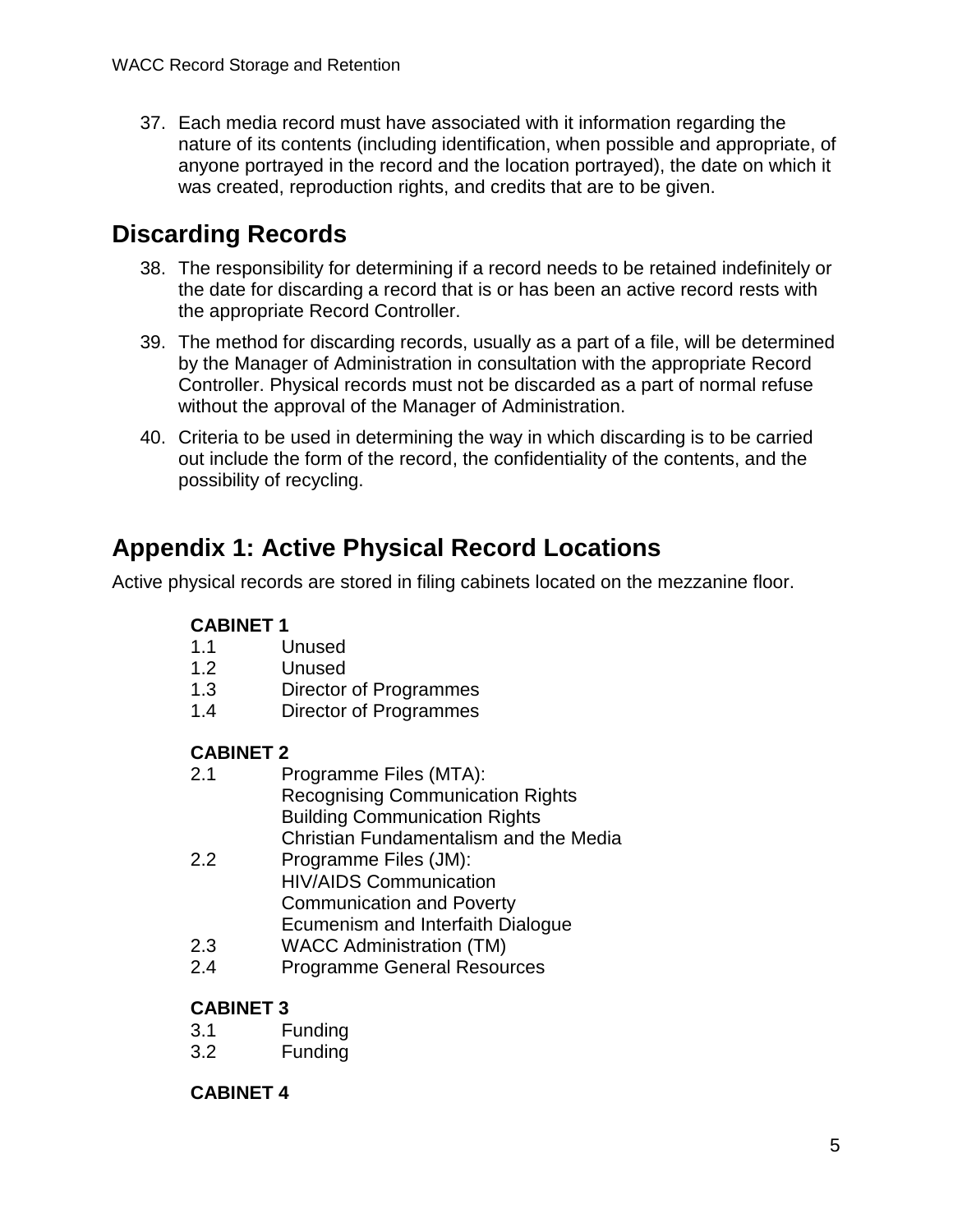37. Each media record must have associated with it information regarding the nature of its contents (including identification, when possible and appropriate, of anyone portrayed in the record and the location portrayed), the date on which it was created, reproduction rights, and credits that are to be given.

## Discarding Records

38. The responsibility for determining if a record needs to be retained indefinitely or the date for discarding a record that is or has been an active record rests with the appropriate Record Controller.
39. The method for discarding records, usually as a part of a file, will be determined by the Manager of Administration in consultation with the appropriate Record Controller. Physical records must not be discarded as a part of normal refuse without the approval of the Manager of Administration.
40. Criteria to be used in determining the way in which discarding is to be carried out include the form of the record, the confidentiality of the contents, and the possibility of recycling.

## Appendix 1: Active Physical Record Locations

Active physical records are stored in filing cabinets located on the mezzanine floor.

**CABINET 1**

1.1 Unused
1.2 Unused
1.3 Director of Programmes
1.4 Director of Programmes

**CABINET 2**

2.1 Programme Files (MTA):
Recognising Communication Rights
Building Communication Rights
Christian Fundamentalism and the Media
2.2 Programme Files (JM):
HIV/AIDS Communication
Communication and Poverty
Ecumenism and Interfaith Dialogue
2.3 WACC Administration (TM)
2.4 Programme General Resources

**CABINET 3**

3.1 Funding
3.2 Funding

**CABINET 4**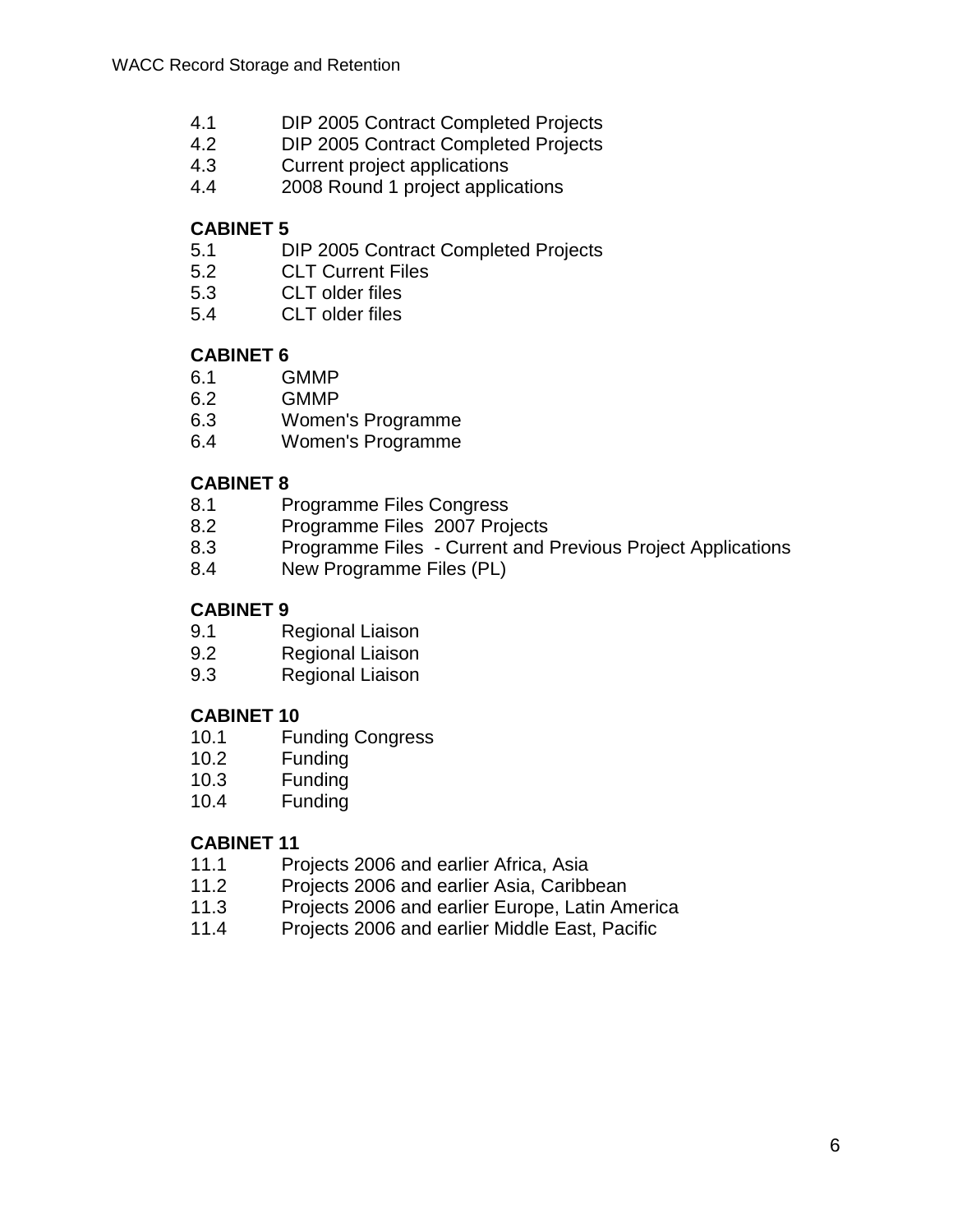4.1 DIP 2005 Contract Completed Projects
4.2 DIP 2005 Contract Completed Projects
4.3 Current project applications
4.4 2008 Round 1 project applications

**CABINET 5**

5.1 DIP 2005 Contract Completed Projects
5.2 CLT Current Files
5.3 CLT older files
5.4 CLT older files

**CABINET 6**

6.1 GMMP
6.2 GMMP
6.3 Women's Programme
6.4 Women's Programme

**CABINET 8**

8.1 Programme Files Congress
8.2 Programme Files 2007 Projects
8.3 Programme Files - Current and Previous Project Applications
8.4 New Programme Files (PL)

**CABINET 9**

9.1 Regional Liaison
9.2 Regional Liaison
9.3 Regional Liaison

**CABINET 10**

10.1 Funding Congress
10.2 Funding
10.3 Funding
10.4 Funding

**CABINET 11**

11.1 Projects 2006 and earlier Africa, Asia
11.2 Projects 2006 and earlier Asia, Caribbean
11.3 Projects 2006 and earlier Europe, Latin America
11.4 Projects 2006 and earlier Middle East, Pacific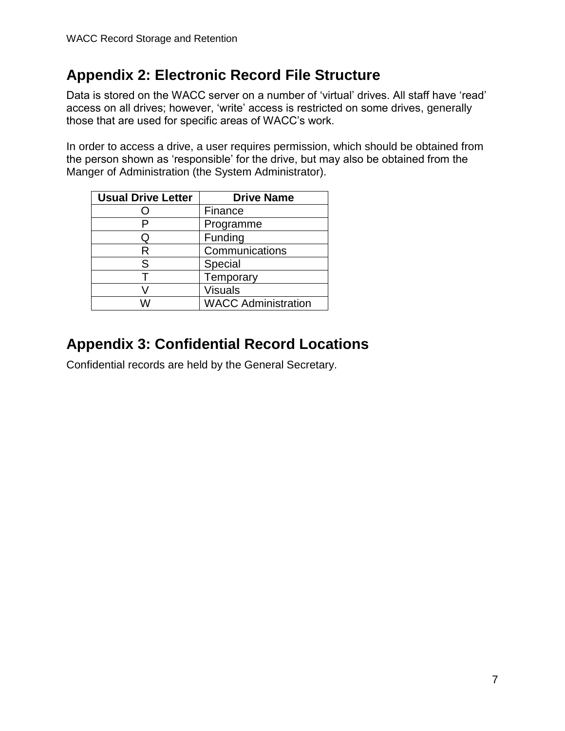## Appendix 2: Electronic Record File Structure

Data is stored on the WACC server on a number of 'virtual' drives. All staff have 'read' access on all drives; however, 'write' access is restricted on some drives, generally those that are used for specific areas of WACC's work.

In order to access a drive, a user requires permission, which should be obtained from the person shown as 'responsible' for the drive, but may also be obtained from the Manger of Administration (the System Administrator).

| Usual Drive Letter | Drive Name |
|---|---|
| O | Finance |
| P | Programme |
| Q | Funding |
| R | Communications |
| S | Special |
| T | Temporary |
| V | Visuals |
| W | WACC Administration |

## Appendix 3: Confidential Record Locations

Confidential records are held by the General Secretary.